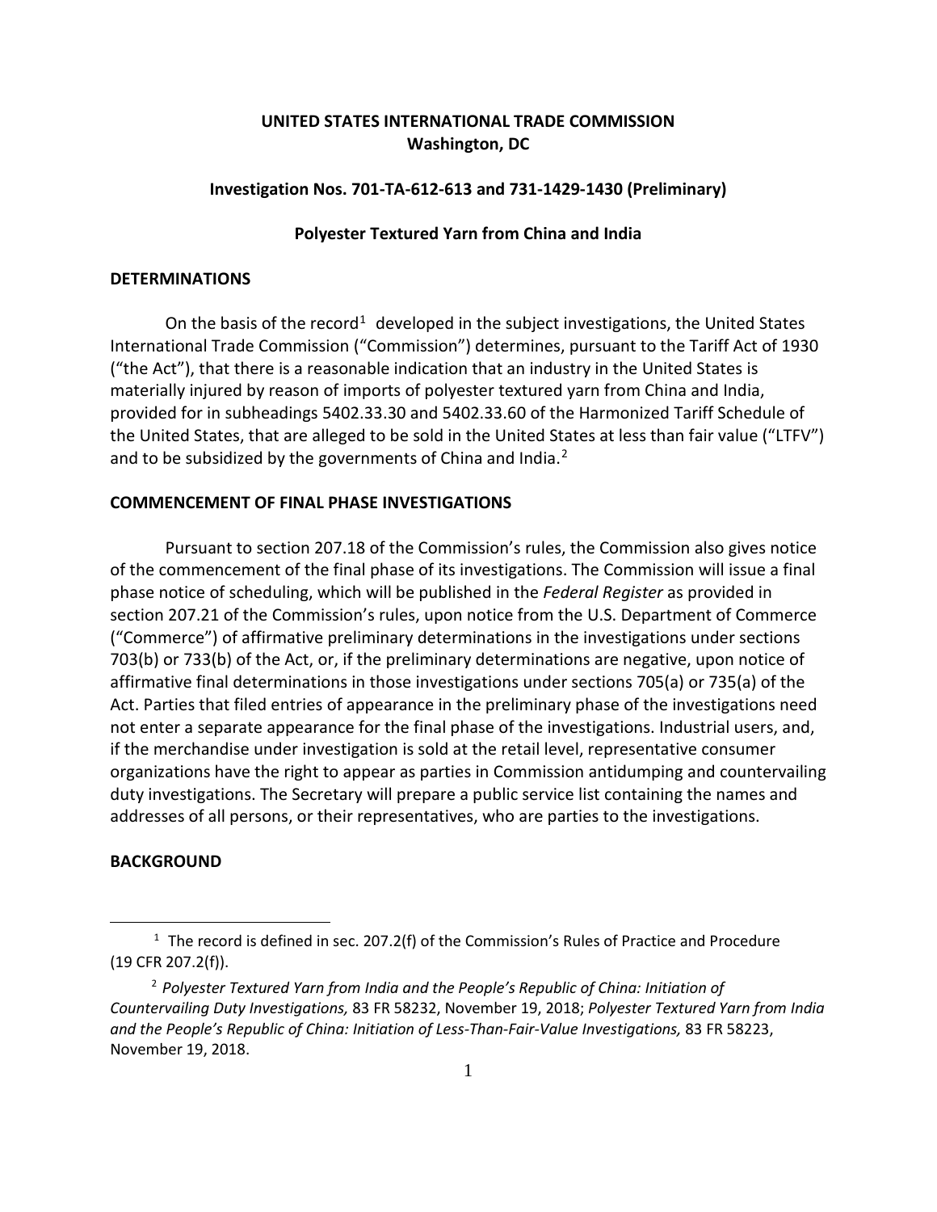# UNITED STATES INTERNATIONAL TRADE COMMISSION
**Washington, DC**

**Investigation Nos. 701-TA-612-613 and 731-1429-1430 (Preliminary)**

**Polyester Textured Yarn from China and India**

## DETERMINATIONS

On the basis of the record[1] developed in the subject investigations, the United States International Trade Commission ("Commission") determines, pursuant to the Tariff Act of 1930 ("the Act"), that there is a reasonable indication that an industry in the United States is materially injured by reason of imports of polyester textured yarn from China and India, provided for in subheadings 5402.33.30 and 5402.33.60 of the Harmonized Tariff Schedule of the United States, that are alleged to be sold in the United States at less than fair value ("LTFV") and to be subsidized by the governments of China and India.[2]

## COMMENCEMENT OF FINAL PHASE INVESTIGATIONS

Pursuant to section 207.18 of the Commission's rules, the Commission also gives notice of the commencement of the final phase of its investigations. The Commission will issue a final phase notice of scheduling, which will be published in the *Federal Register* as provided in section 207.21 of the Commission's rules, upon notice from the U.S. Department of Commerce ("Commerce") of affirmative preliminary determinations in the investigations under sections 703(b) or 733(b) of the Act, or, if the preliminary determinations are negative, upon notice of affirmative final determinations in those investigations under sections 705(a) or 735(a) of the Act. Parties that filed entries of appearance in the preliminary phase of the investigations need not enter a separate appearance for the final phase of the investigations. Industrial users, and, if the merchandise under investigation is sold at the retail level, representative consumer organizations have the right to appear as parties in Commission antidumping and countervailing duty investigations. The Secretary will prepare a public service list containing the names and addresses of all persons, or their representatives, who are parties to the investigations.

## BACKGROUND

---

[1] The record is defined in sec. 207.2(f) of the Commission's Rules of Practice and Procedure (19 CFR 207.2(f)).

[2] *Polyester Textured Yarn from India and the People's Republic of China: Initiation of Countervailing Duty Investigations,* 83 FR 58232, November 19, 2018; *Polyester Textured Yarn from India and the People's Republic of China: Initiation of Less-Than-Fair-Value Investigations,* 83 FR 58223, November 19, 2018.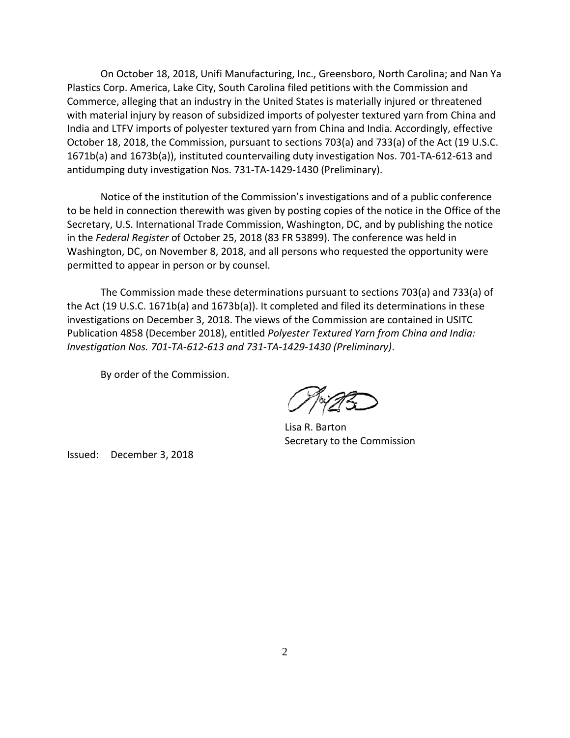On October 18, 2018, Unifi Manufacturing, Inc., Greensboro, North Carolina; and Nan Ya Plastics Corp. America, Lake City, South Carolina filed petitions with the Commission and Commerce, alleging that an industry in the United States is materially injured or threatened with material injury by reason of subsidized imports of polyester textured yarn from China and India and LTFV imports of polyester textured yarn from China and India. Accordingly, effective October 18, 2018, the Commission, pursuant to sections 703(a) and 733(a) of the Act (19 U.S.C. 1671b(a) and 1673b(a)), instituted countervailing duty investigation Nos. 701-TA-612-613 and antidumping duty investigation Nos. 731-TA-1429-1430 (Preliminary).

Notice of the institution of the Commission's investigations and of a public conference to be held in connection therewith was given by posting copies of the notice in the Office of the Secretary, U.S. International Trade Commission, Washington, DC, and by publishing the notice in the *Federal Register* of October 25, 2018 (83 FR 53899). The conference was held in Washington, DC, on November 8, 2018, and all persons who requested the opportunity were permitted to appear in person or by counsel.

The Commission made these determinations pursuant to sections 703(a) and 733(a) of the Act (19 U.S.C. 1671b(a) and 1673b(a)). It completed and filed its determinations in these investigations on December 3, 2018. The views of the Commission are contained in USITC Publication 4858 (December 2018), entitled *Polyester Textured Yarn from China and India: Investigation Nos. 701-TA-612-613 and 731-TA-1429-1430 (Preliminary)*.

By order of the Commission.

Lisa R. Barton
Secretary to the Commission

Issued: December 3, 2018